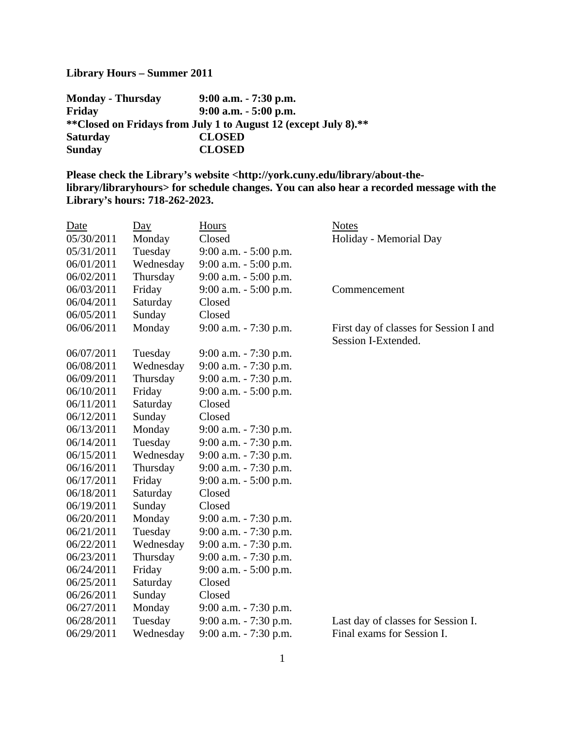**Library Hours – Summer 2011**

| **Monday - Thursday** | **9:00 a.m. - 7:30 p.m.** |
|---|---|
| **Friday** | **9:00 a.m. - 5:00 p.m.** |

****Closed on Fridays from July 1 to August 12 (except July 8).****

| **Saturday** | **CLOSED** |
|---|---|
| **Sunday** | **CLOSED** |

**Please check the Library's website <http://york.cuny.edu/library/about-the-library/libraryhours> for schedule changes. You can also hear a recorded message with the Library's hours: 718-262-2023.**

| Date | Day | Hours | Notes |
|---|---|---|---|
| 05/30/2011 | Monday | Closed | Holiday - Memorial Day |
| 05/31/2011 | Tuesday | 9:00 a.m. - 5:00 p.m. | |
| 06/01/2011 | Wednesday | 9:00 a.m. - 5:00 p.m. | |
| 06/02/2011 | Thursday | 9:00 a.m. - 5:00 p.m. | |
| 06/03/2011 | Friday | 9:00 a.m. - 5:00 p.m. | Commencement |
| 06/04/2011 | Saturday | Closed | |
| 06/05/2011 | Sunday | Closed | |
| 06/06/2011 | Monday | 9:00 a.m. - 7:30 p.m. | First day of classes for Session I and Session I-Extended. |
| 06/07/2011 | Tuesday | 9:00 a.m. - 7:30 p.m. | |
| 06/08/2011 | Wednesday | 9:00 a.m. - 7:30 p.m. | |
| 06/09/2011 | Thursday | 9:00 a.m. - 7:30 p.m. | |
| 06/10/2011 | Friday | 9:00 a.m. - 5:00 p.m. | |
| 06/11/2011 | Saturday | Closed | |
| 06/12/2011 | Sunday | Closed | |
| 06/13/2011 | Monday | 9:00 a.m. - 7:30 p.m. | |
| 06/14/2011 | Tuesday | 9:00 a.m. - 7:30 p.m. | |
| 06/15/2011 | Wednesday | 9:00 a.m. - 7:30 p.m. | |
| 06/16/2011 | Thursday | 9:00 a.m. - 7:30 p.m. | |
| 06/17/2011 | Friday | 9:00 a.m. - 5:00 p.m. | |
| 06/18/2011 | Saturday | Closed | |
| 06/19/2011 | Sunday | Closed | |
| 06/20/2011 | Monday | 9:00 a.m. - 7:30 p.m. | |
| 06/21/2011 | Tuesday | 9:00 a.m. - 7:30 p.m. | |
| 06/22/2011 | Wednesday | 9:00 a.m. - 7:30 p.m. | |
| 06/23/2011 | Thursday | 9:00 a.m. - 7:30 p.m. | |
| 06/24/2011 | Friday | 9:00 a.m. - 5:00 p.m. | |
| 06/25/2011 | Saturday | Closed | |
| 06/26/2011 | Sunday | Closed | |
| 06/27/2011 | Monday | 9:00 a.m. - 7:30 p.m. | |
| 06/28/2011 | Tuesday | 9:00 a.m. - 7:30 p.m. | Last day of classes for Session I. |
| 06/29/2011 | Wednesday | 9:00 a.m. - 7:30 p.m. | Final exams for Session I. |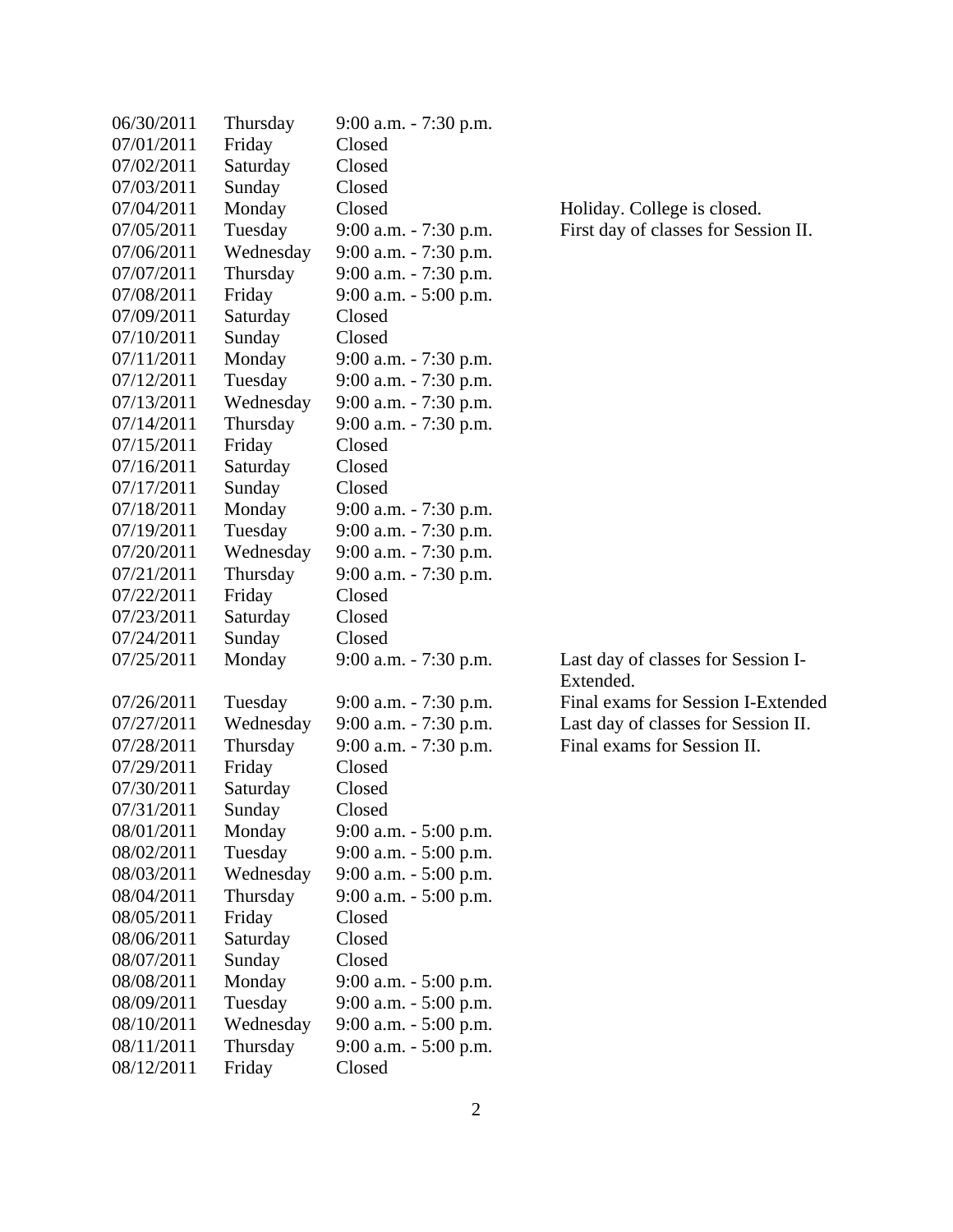| | | | |
|---|---|---|---|
| 06/30/2011 | Thursday | 9:00 a.m. - 7:30 p.m. | |
| 07/01/2011 | Friday | Closed | |
| 07/02/2011 | Saturday | Closed | |
| 07/03/2011 | Sunday | Closed | |
| 07/04/2011 | Monday | Closed | Holiday. College is closed. |
| 07/05/2011 | Tuesday | 9:00 a.m. - 7:30 p.m. | First day of classes for Session II. |
| 07/06/2011 | Wednesday | 9:00 a.m. - 7:30 p.m. | |
| 07/07/2011 | Thursday | 9:00 a.m. - 7:30 p.m. | |
| 07/08/2011 | Friday | 9:00 a.m. - 5:00 p.m. | |
| 07/09/2011 | Saturday | Closed | |
| 07/10/2011 | Sunday | Closed | |
| 07/11/2011 | Monday | 9:00 a.m. - 7:30 p.m. | |
| 07/12/2011 | Tuesday | 9:00 a.m. - 7:30 p.m. | |
| 07/13/2011 | Wednesday | 9:00 a.m. - 7:30 p.m. | |
| 07/14/2011 | Thursday | 9:00 a.m. - 7:30 p.m. | |
| 07/15/2011 | Friday | Closed | |
| 07/16/2011 | Saturday | Closed | |
| 07/17/2011 | Sunday | Closed | |
| 07/18/2011 | Monday | 9:00 a.m. - 7:30 p.m. | |
| 07/19/2011 | Tuesday | 9:00 a.m. - 7:30 p.m. | |
| 07/20/2011 | Wednesday | 9:00 a.m. - 7:30 p.m. | |
| 07/21/2011 | Thursday | 9:00 a.m. - 7:30 p.m. | |
| 07/22/2011 | Friday | Closed | |
| 07/23/2011 | Saturday | Closed | |
| 07/24/2011 | Sunday | Closed | |
| 07/25/2011 | Monday | 9:00 a.m. - 7:30 p.m. | Last day of classes for Session I-Extended. |
| 07/26/2011 | Tuesday | 9:00 a.m. - 7:30 p.m. | Final exams for Session I-Extended |
| 07/27/2011 | Wednesday | 9:00 a.m. - 7:30 p.m. | Last day of classes for Session II. |
| 07/28/2011 | Thursday | 9:00 a.m. - 7:30 p.m. | Final exams for Session II. |
| 07/29/2011 | Friday | Closed | |
| 07/30/2011 | Saturday | Closed | |
| 07/31/2011 | Sunday | Closed | |
| 08/01/2011 | Monday | 9:00 a.m. - 5:00 p.m. | |
| 08/02/2011 | Tuesday | 9:00 a.m. - 5:00 p.m. | |
| 08/03/2011 | Wednesday | 9:00 a.m. - 5:00 p.m. | |
| 08/04/2011 | Thursday | 9:00 a.m. - 5:00 p.m. | |
| 08/05/2011 | Friday | Closed | |
| 08/06/2011 | Saturday | Closed | |
| 08/07/2011 | Sunday | Closed | |
| 08/08/2011 | Monday | 9:00 a.m. - 5:00 p.m. | |
| 08/09/2011 | Tuesday | 9:00 a.m. - 5:00 p.m. | |
| 08/10/2011 | Wednesday | 9:00 a.m. - 5:00 p.m. | |
| 08/11/2011 | Thursday | 9:00 a.m. - 5:00 p.m. | |
| 08/12/2011 | Friday | Closed | |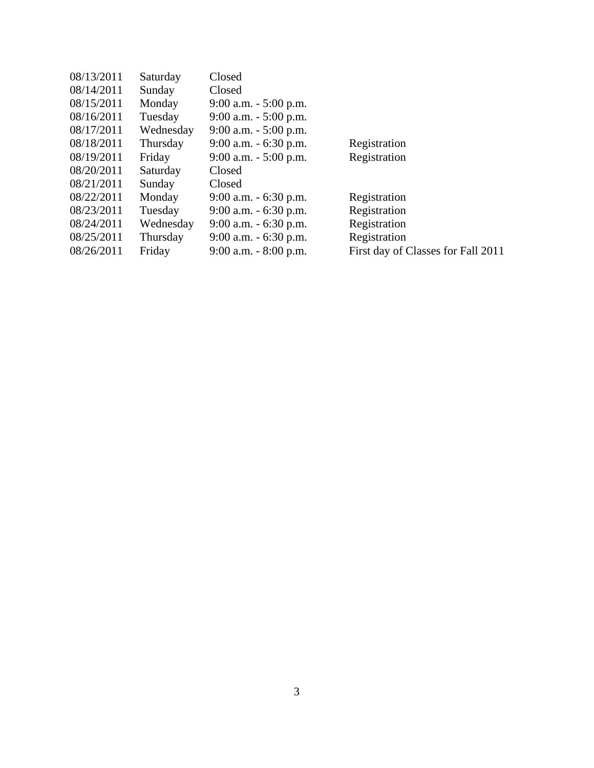| | | | |
|---|---|---|---|
| 08/13/2011 | Saturday | Closed | |
| 08/14/2011 | Sunday | Closed | |
| 08/15/2011 | Monday | 9:00 a.m. - 5:00 p.m. | |
| 08/16/2011 | Tuesday | 9:00 a.m. - 5:00 p.m. | |
| 08/17/2011 | Wednesday | 9:00 a.m. - 5:00 p.m. | |
| 08/18/2011 | Thursday | 9:00 a.m. - 6:30 p.m. | Registration |
| 08/19/2011 | Friday | 9:00 a.m. - 5:00 p.m. | Registration |
| 08/20/2011 | Saturday | Closed | |
| 08/21/2011 | Sunday | Closed | |
| 08/22/2011 | Monday | 9:00 a.m. - 6:30 p.m. | Registration |
| 08/23/2011 | Tuesday | 9:00 a.m. - 6:30 p.m. | Registration |
| 08/24/2011 | Wednesday | 9:00 a.m. - 6:30 p.m. | Registration |
| 08/25/2011 | Thursday | 9:00 a.m. - 6:30 p.m. | Registration |
| 08/26/2011 | Friday | 9:00 a.m. - 8:00 p.m. | First day of Classes for Fall 2011 |